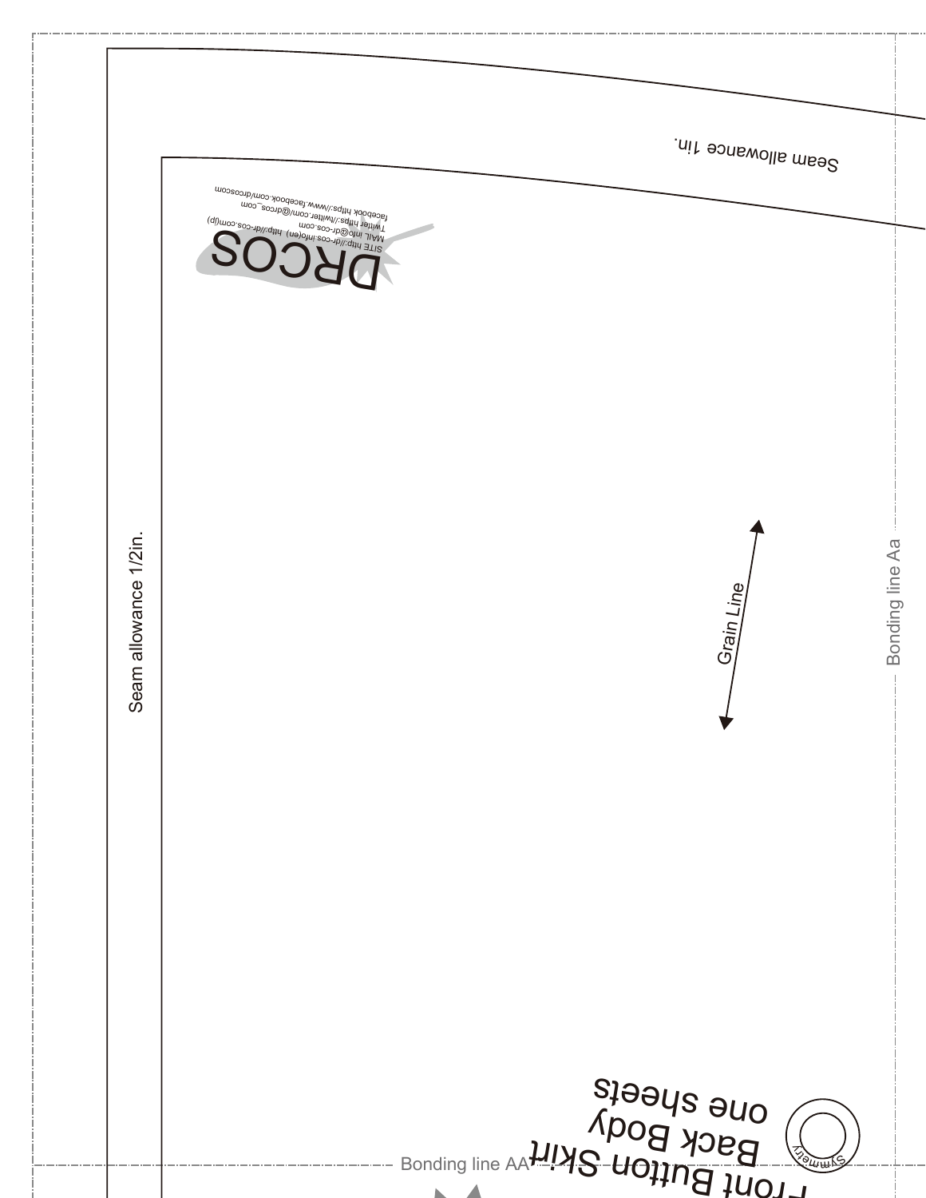Seam allowance 1in.

DRCOS

SITE http://dr-cos.info(en) http://dr-cos.com(jp)
MAIL info@dr-cos.com
Twitter https://twitter.com/@drcos_com
facebook https://www.facebook.com/drcoscom

Seam allowance 1/2in.

Grain Line

Bonding line Aa

Front Button Skirt
Back Body
one sheets

Symmetry

Bonding line AA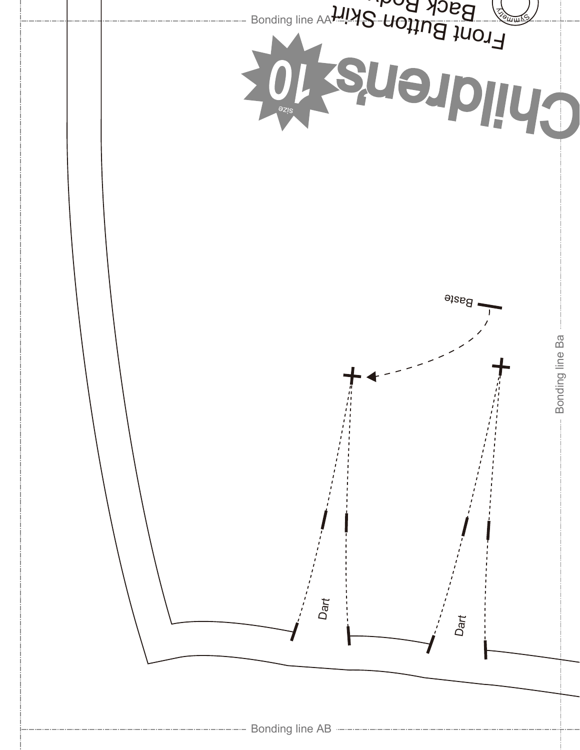Bonding line AA

Front Button Skirt
Back Body

Symmetry

Children's

10
size

Baste

Bonding line Ba

Dart

Dart

Bonding line AB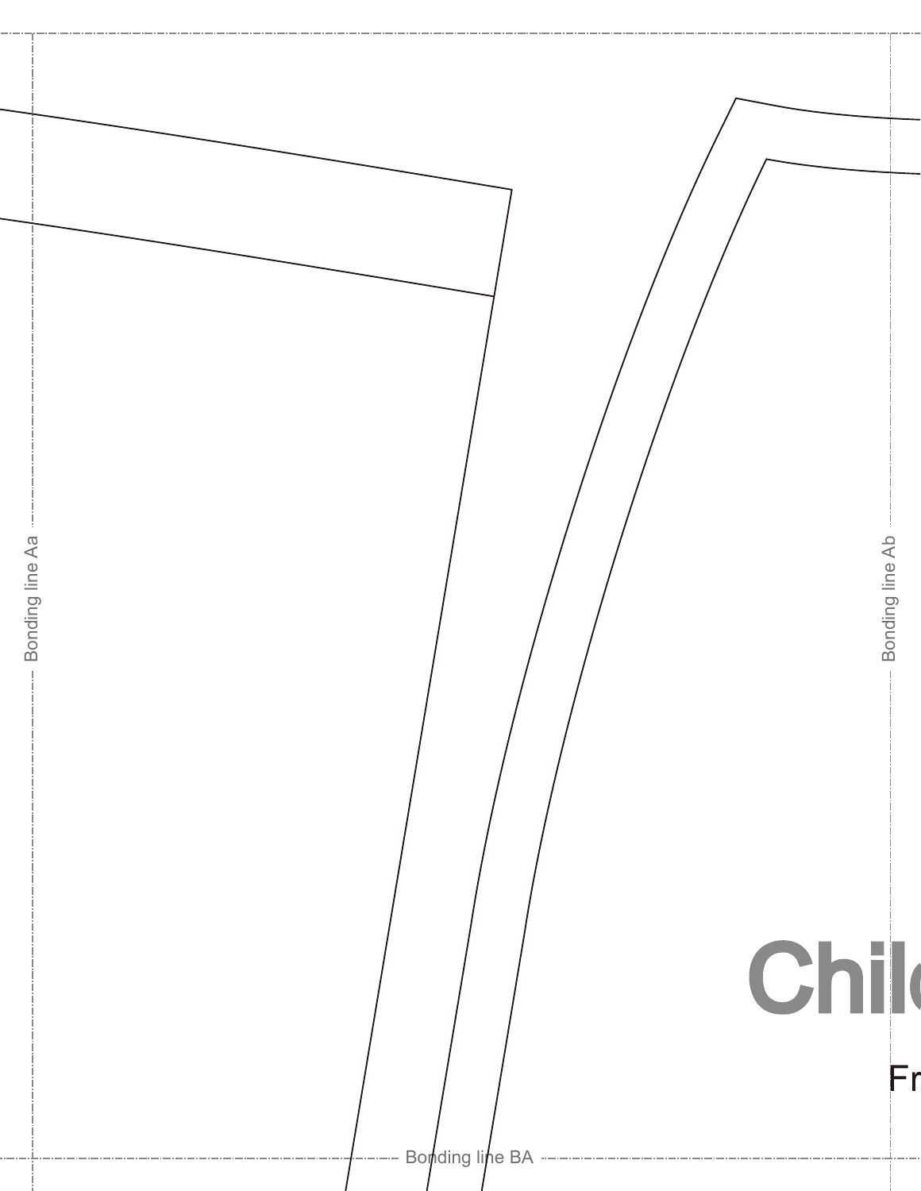Bonding line Aa

Bonding line Ab

Bonding line BA

# Chil

Fr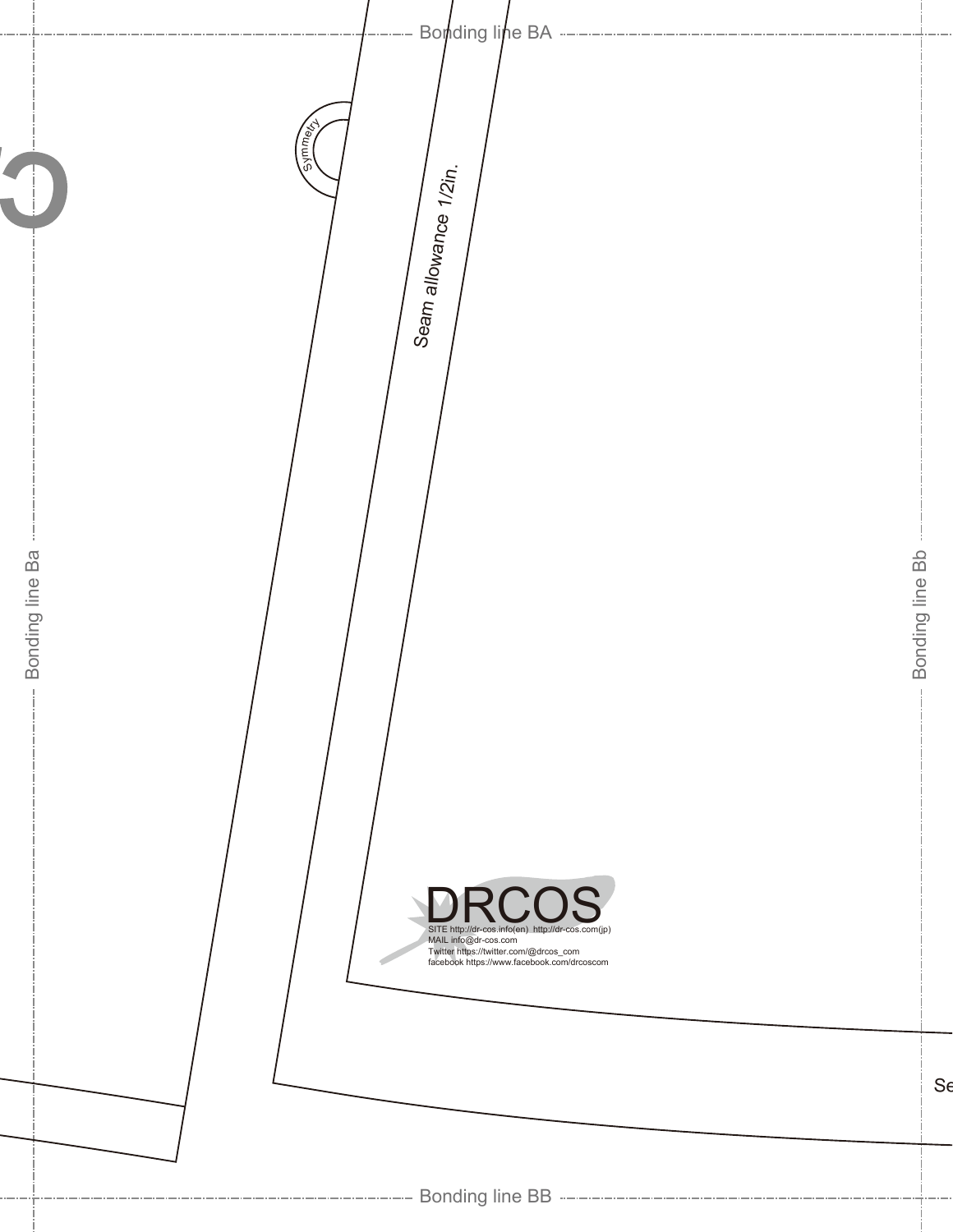Bonding line BA

Symmetry

Seam allowance 1/2in.

Bonding line Ba

Bonding line Bb

DRCOS

SITE http://dr-cos.info(en) http://dr-cos.com(jp)
MAIL info@dr-cos.com
Twitter https://twitter.com/@drcos_com
facebook https://www.facebook.com/drcoscom

Se

Bonding line BB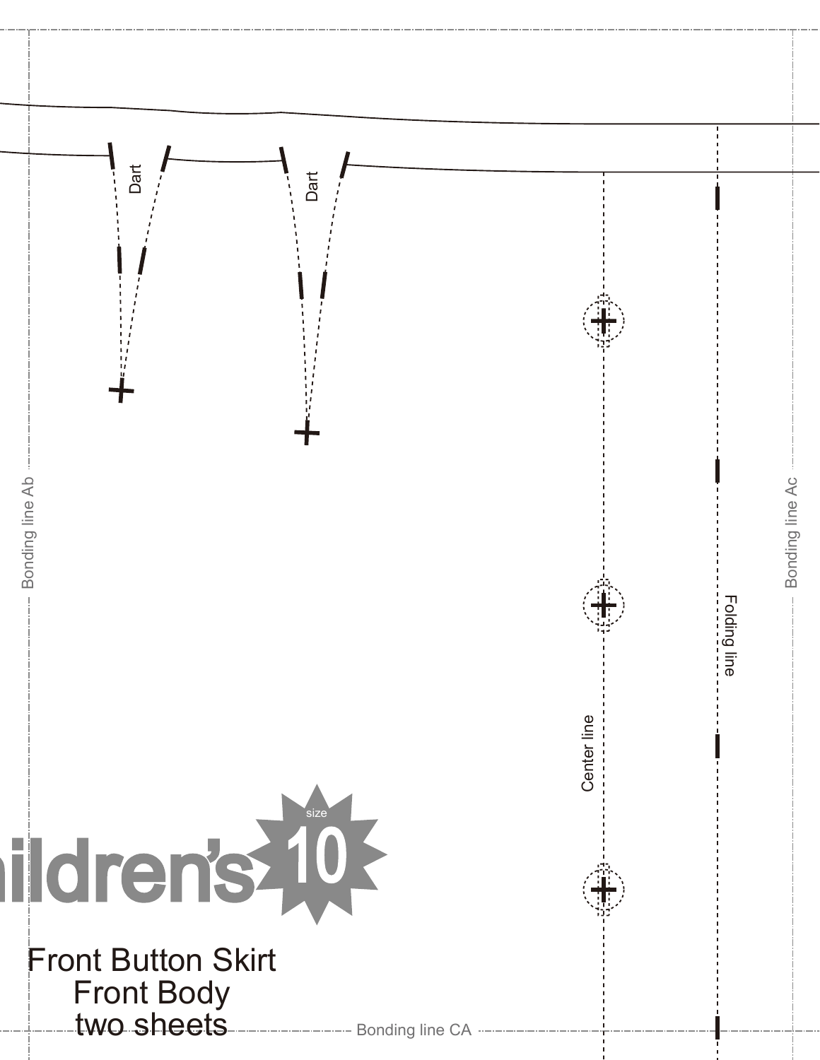Dart

Dart

Bonding line Ab

Bonding line Ac

Folding line

Center line

ildren's size 10

Front Button Skirt
Front Body
two sheets

Bonding line CA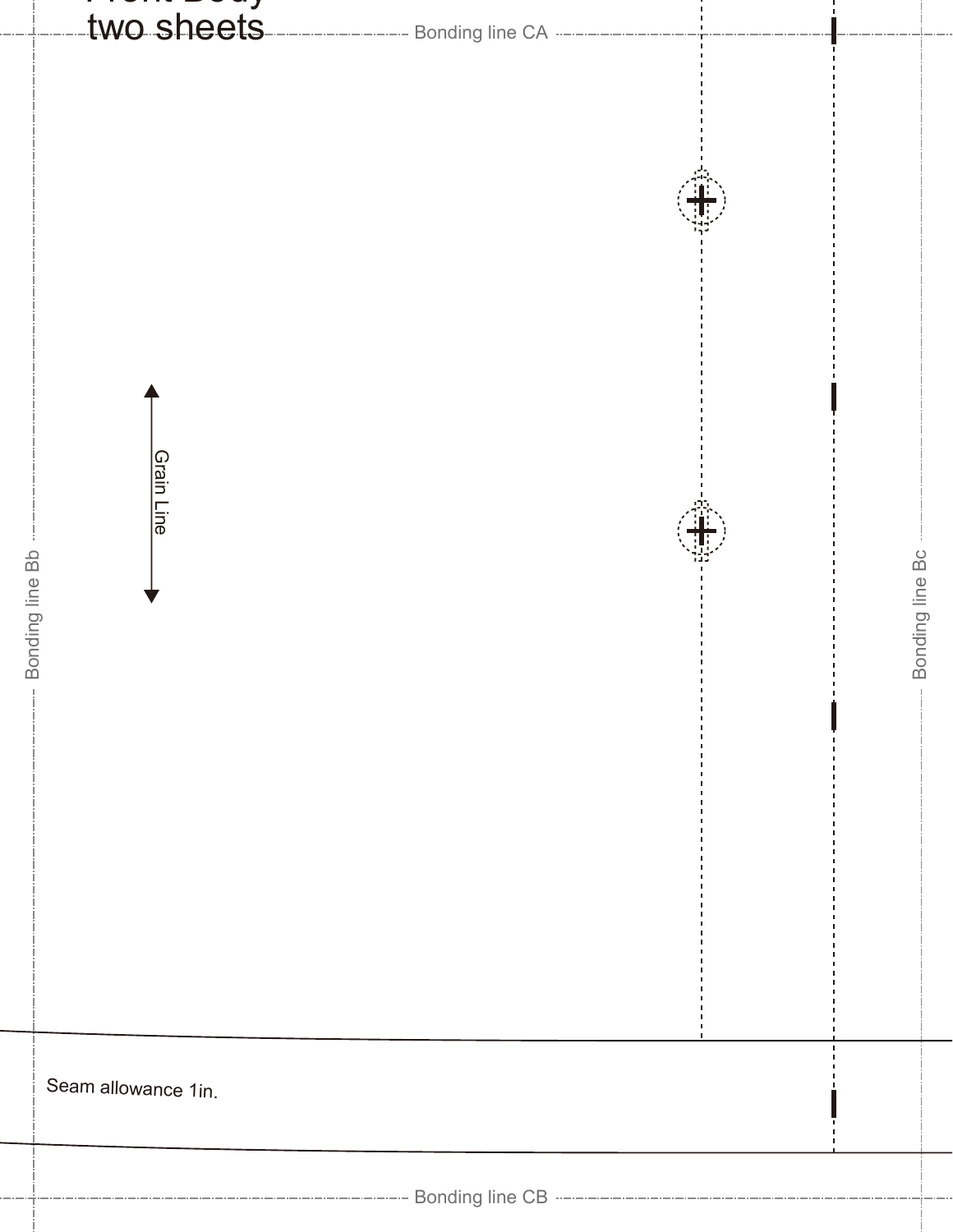Front Body
two sheets

Bonding line CA

Grain Line

Bonding line Bb

Bonding line Bc

Seam allowance 1in.

Bonding line CB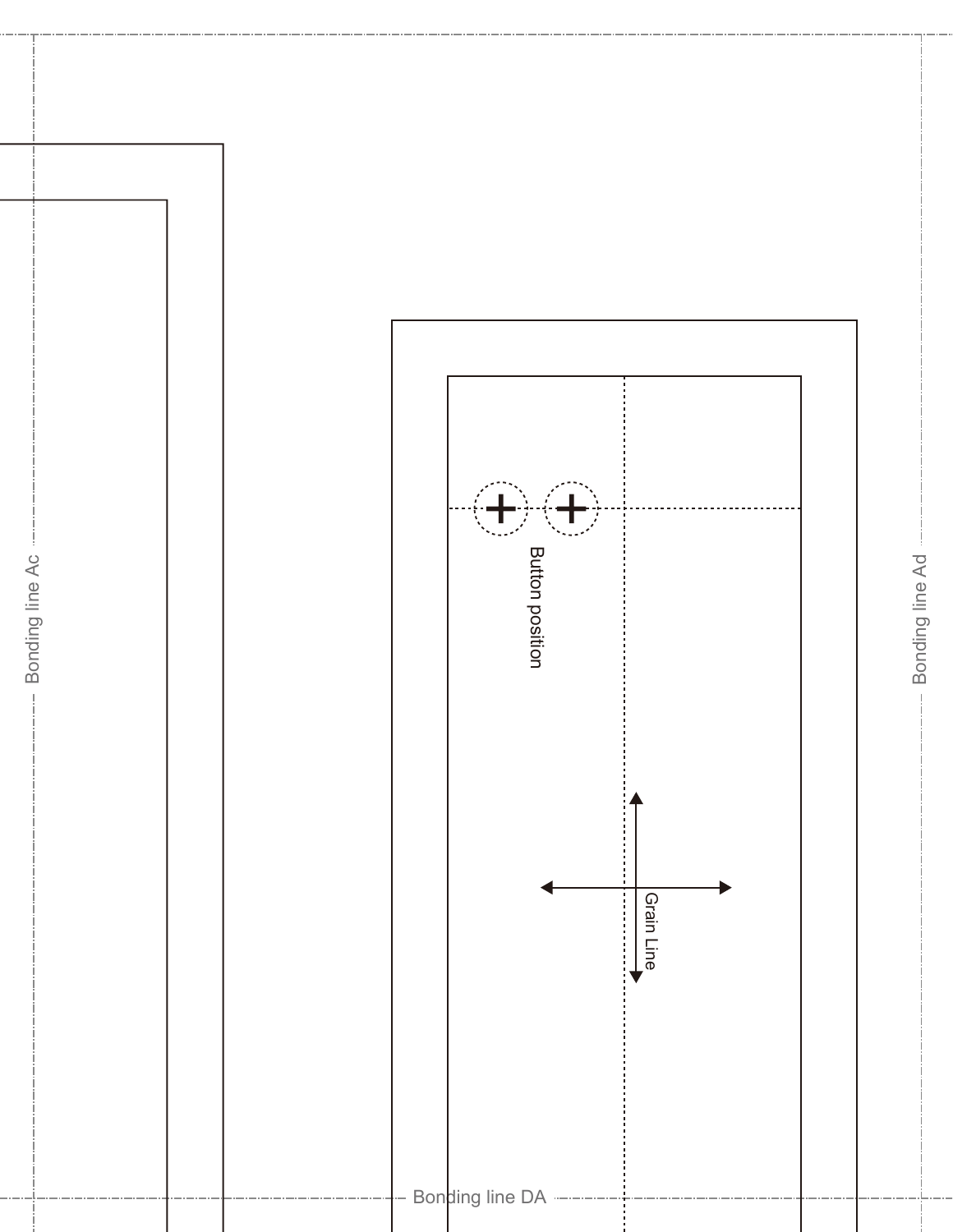Bonding line Ac

Button position

Grain Line

Bonding line Ad

Bonding line DA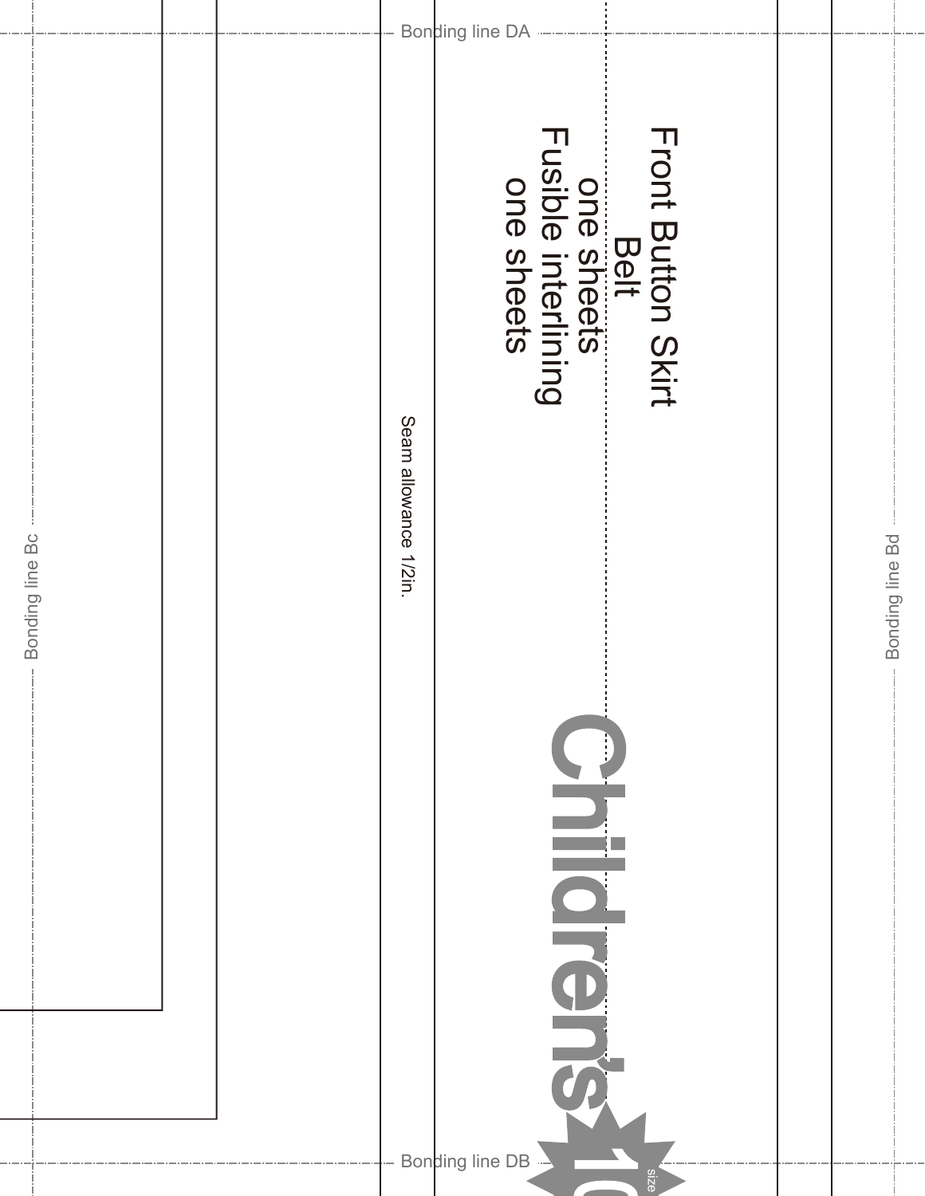Bonding line DA

Front Button Skirt
Belt
one sheets
Fusible interlining
one sheets

Seam allowance 1/2in.

Bonding line Bc

Bonding line Bd

Children's

size 10

Bonding line DB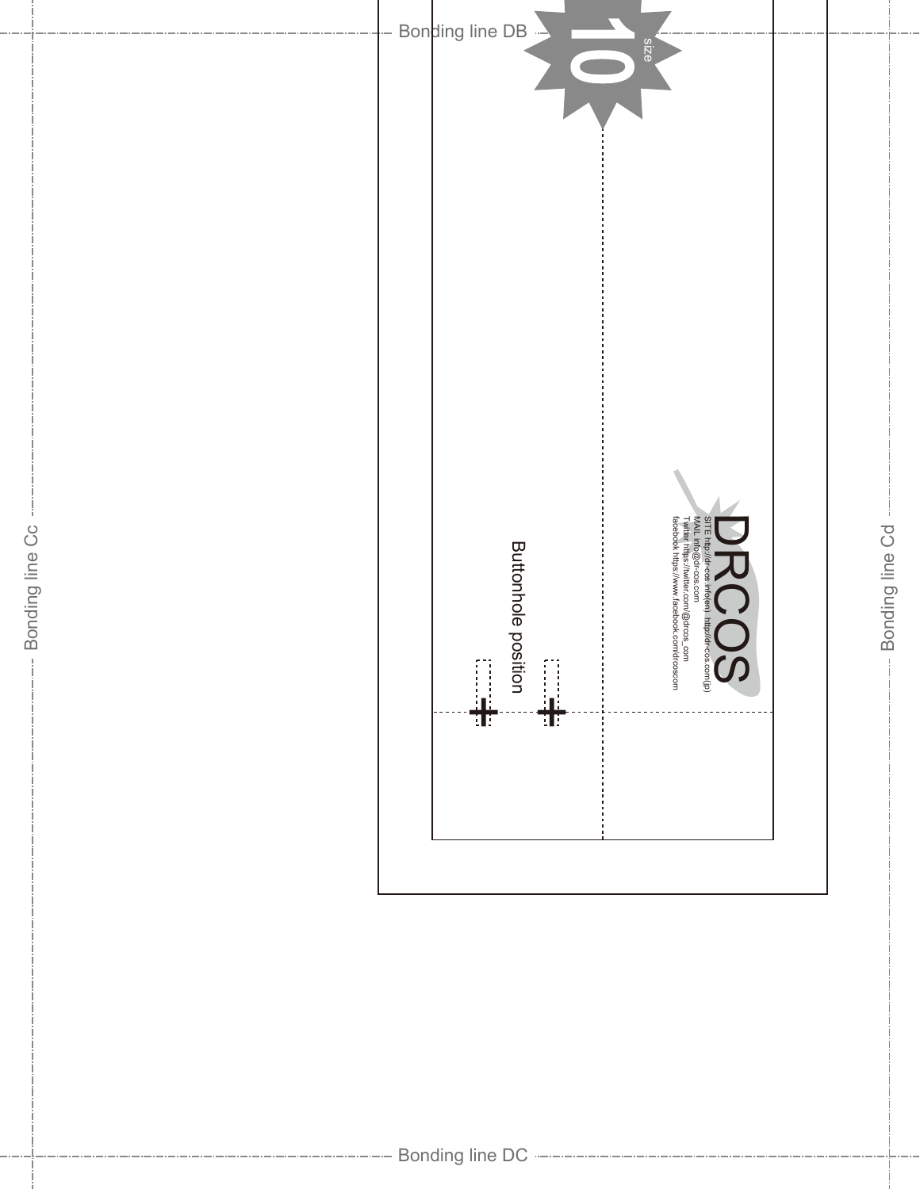Bonding line DB

10 size

DRCOS

SITE http://dr-cos.info(en) http://dr-cos.com(jp)
MAIL info@dr-cos.com
Twitter https://twitter.com/@drcos_com
facebook https://www.facebook.com/drcoscom

Buttonhole position

Bonding line Cc

Bonding line Cd

Bonding line DC